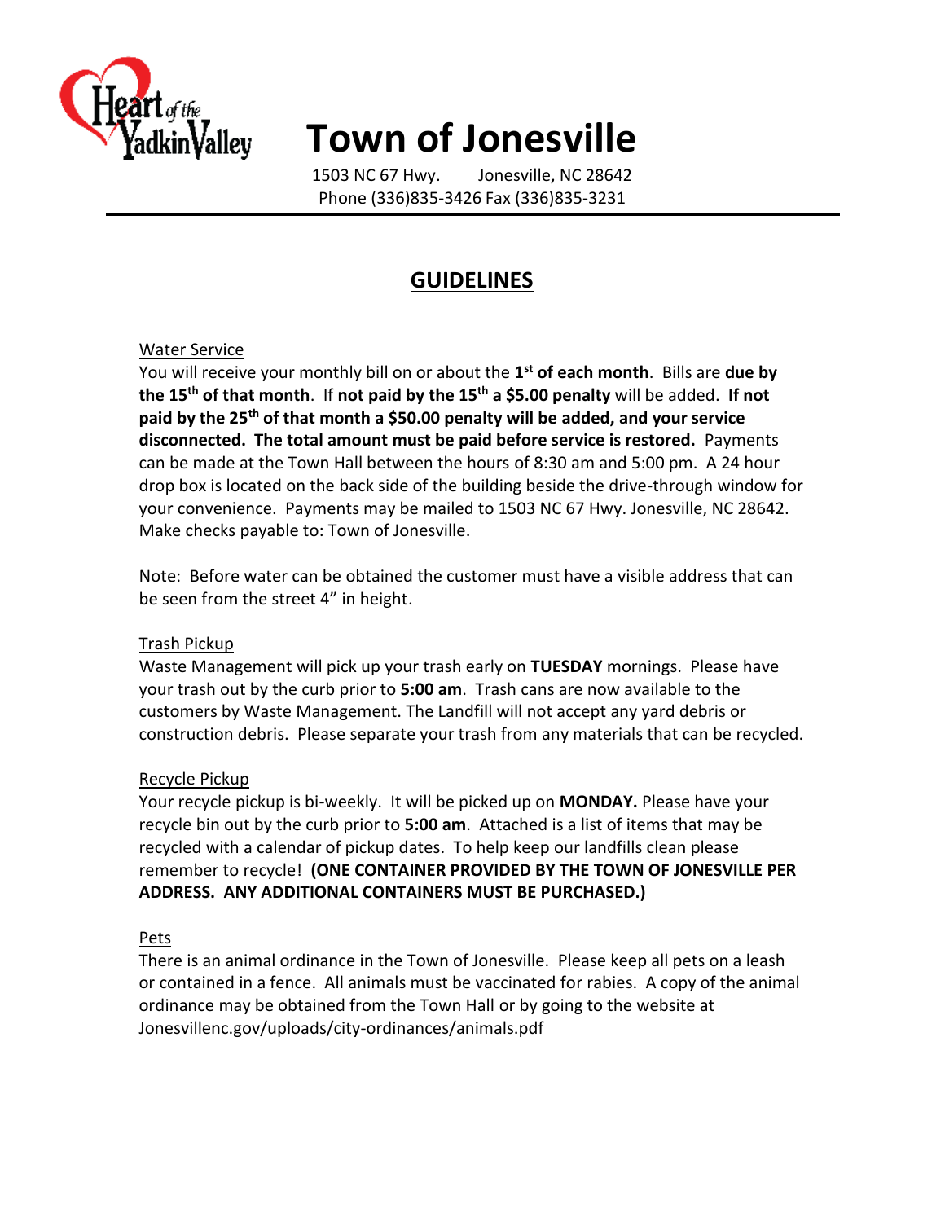# Town of Jonesville

1503 NC 67 Hwy. Jonesville, NC 28642
Phone (336)835-3426 Fax (336)835-3231

## GUIDELINES

Water Service

You will receive your monthly bill on or about the **1st of each month**. Bills are **due by the 15th of that month**. If **not paid by the 15th a $5.00 penalty** will be added. **If not paid by the 25th of that month a $50.00 penalty will be added, and your service disconnected. The total amount must be paid before service is restored.** Payments can be made at the Town Hall between the hours of 8:30 am and 5:00 pm. A 24 hour drop box is located on the back side of the building beside the drive-through window for your convenience. Payments may be mailed to 1503 NC 67 Hwy. Jonesville, NC 28642. Make checks payable to: Town of Jonesville.

Note: Before water can be obtained the customer must have a visible address that can be seen from the street 4" in height.

Trash Pickup

Waste Management will pick up your trash early on **TUESDAY** mornings. Please have your trash out by the curb prior to **5:00 am**. Trash cans are now available to the customers by Waste Management. The Landfill will not accept any yard debris or construction debris. Please separate your trash from any materials that can be recycled.

Recycle Pickup

Your recycle pickup is bi-weekly. It will be picked up on **MONDAY.** Please have your recycle bin out by the curb prior to **5:00 am**. Attached is a list of items that may be recycled with a calendar of pickup dates. To help keep our landfills clean please remember to recycle! **(ONE CONTAINER PROVIDED BY THE TOWN OF JONESVILLE PER ADDRESS. ANY ADDITIONAL CONTAINERS MUST BE PURCHASED.)**

Pets

There is an animal ordinance in the Town of Jonesville. Please keep all pets on a leash or contained in a fence. All animals must be vaccinated for rabies. A copy of the animal ordinance may be obtained from the Town Hall or by going to the website at Jonesvillenc.gov/uploads/city-ordinances/animals.pdf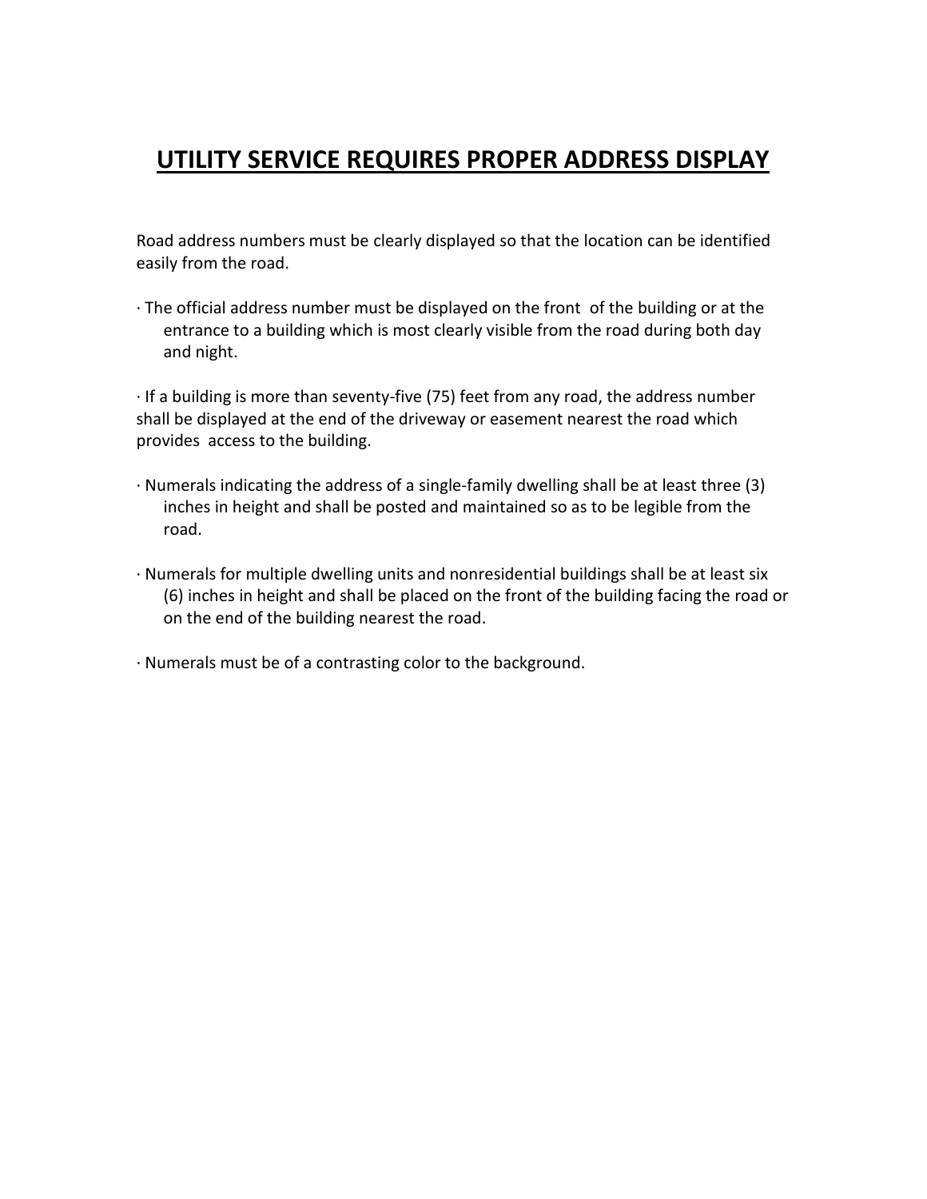# **UTILITY SERVICE REQUIRES PROPER ADDRESS DISPLAY**

Road address numbers must be clearly displayed so that the location can be identified easily from the road.

- The official address number must be displayed on the front of the building or at the entrance to a building which is most clearly visible from the road during both day and night.
- If a building is more than seventy-five (75) feet from any road, the address number shall be displayed at the end of the driveway or easement nearest the road which provides access to the building.
- Numerals indicating the address of a single-family dwelling shall be at least three (3) inches in height and shall be posted and maintained so as to be legible from the road.
- Numerals for multiple dwelling units and nonresidential buildings shall be at least six (6) inches in height and shall be placed on the front of the building facing the road or on the end of the building nearest the road.
- Numerals must be of a contrasting color to the background.